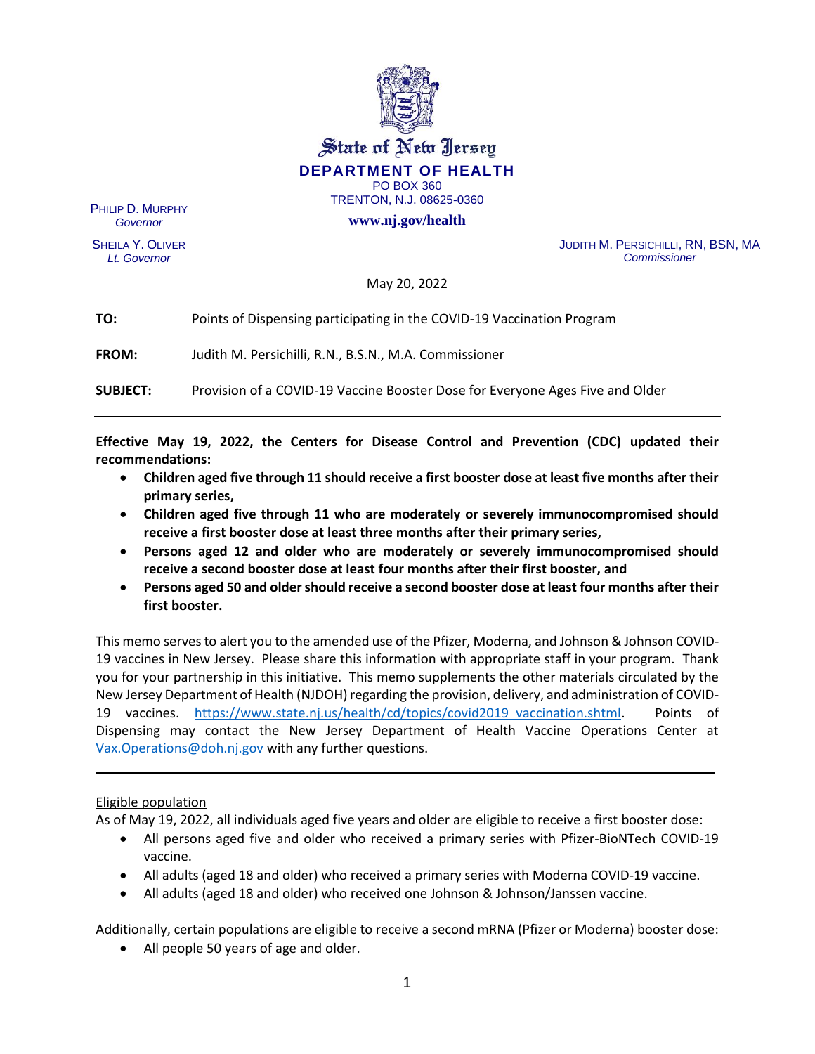State of New Jersey

**DEPARTMENT OF HEALTH**

PO BOX 360

TRENTON, N.J. 08625-0360

**www.nj.gov/health**

PHILIP D. MURPHY
*Governor*

SHEILA Y. OLIVER
*Lt. Governor*

JUDITH M. PERSICHILLI, RN, BSN, MA
*Commissioner*

May 20, 2022

**TO:** Points of Dispensing participating in the COVID-19 Vaccination Program

**FROM:** Judith M. Persichilli, R.N., B.S.N., M.A. Commissioner

**SUBJECT:** Provision of a COVID-19 Vaccine Booster Dose for Everyone Ages Five and Older

---

**Effective May 19, 2022, the Centers for Disease Control and Prevention (CDC) updated their recommendations:**

- **Children aged five through 11 should receive a first booster dose at least five months after their primary series,**
- **Children aged five through 11 who are moderately or severely immunocompromised should receive a first booster dose at least three months after their primary series,**
- **Persons aged 12 and older who are moderately or severely immunocompromised should receive a second booster dose at least four months after their first booster, and**
- **Persons aged 50 and older should receive a second booster dose at least four months after their first booster.**

This memo serves to alert you to the amended use of the Pfizer, Moderna, and Johnson & Johnson COVID-19 vaccines in New Jersey. Please share this information with appropriate staff in your program. Thank you for your partnership in this initiative. This memo supplements the other materials circulated by the New Jersey Department of Health (NJDOH) regarding the provision, delivery, and administration of COVID-19 vaccines. https://www.state.nj.us/health/cd/topics/covid2019_vaccination.shtml. Points of Dispensing may contact the New Jersey Department of Health Vaccine Operations Center at Vax.Operations@doh.nj.gov with any further questions.

---

Eligible population

As of May 19, 2022, all individuals aged five years and older are eligible to receive a first booster dose:

- All persons aged five and older who received a primary series with Pfizer-BioNTech COVID-19 vaccine.
- All adults (aged 18 and older) who received a primary series with Moderna COVID-19 vaccine.
- All adults (aged 18 and older) who received one Johnson & Johnson/Janssen vaccine.

Additionally, certain populations are eligible to receive a second mRNA (Pfizer or Moderna) booster dose:

- All people 50 years of age and older.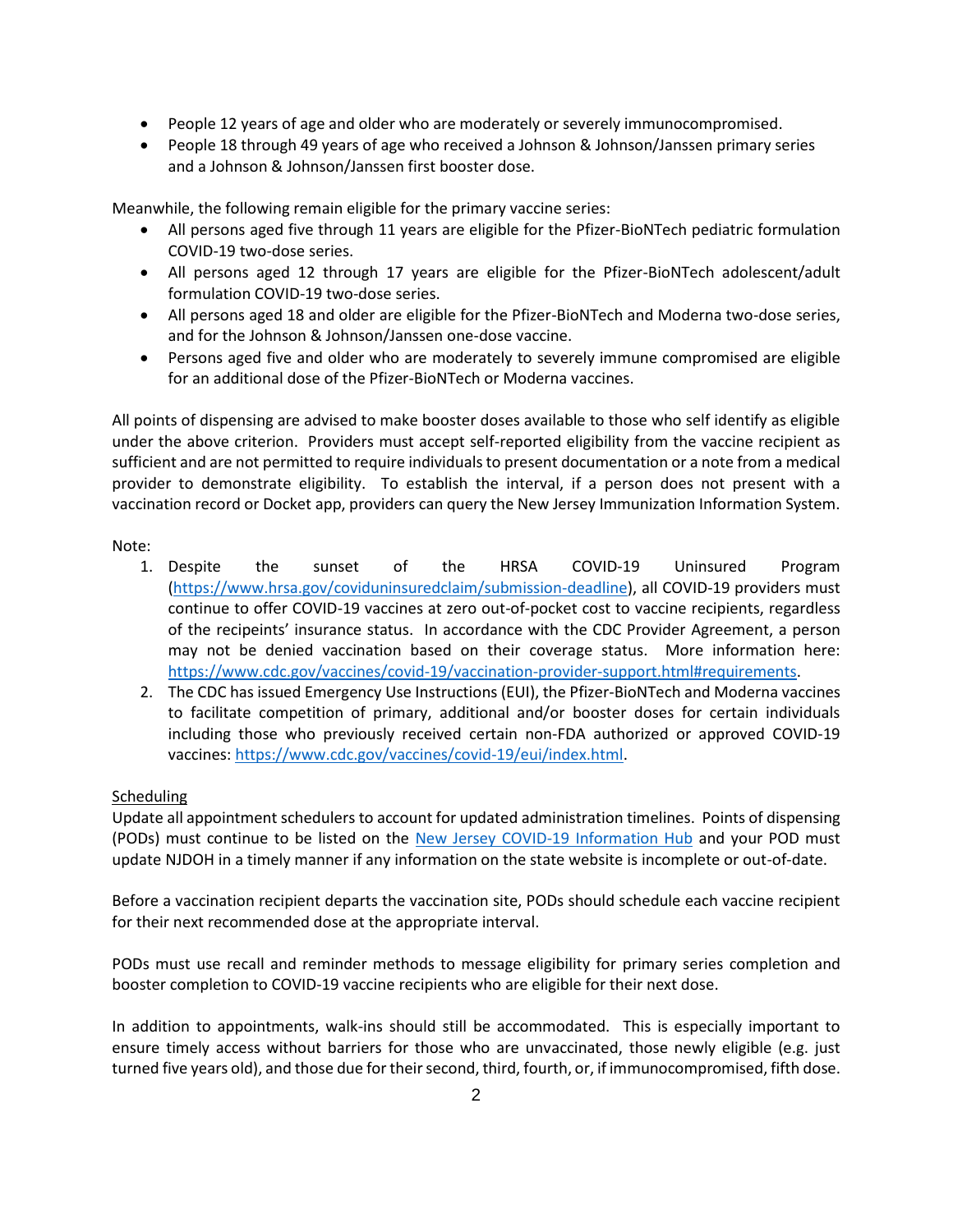- People 12 years of age and older who are moderately or severely immunocompromised.
- People 18 through 49 years of age who received a Johnson & Johnson/Janssen primary series and a Johnson & Johnson/Janssen first booster dose.

Meanwhile, the following remain eligible for the primary vaccine series:

- All persons aged five through 11 years are eligible for the Pfizer-BioNTech pediatric formulation COVID-19 two-dose series.
- All persons aged 12 through 17 years are eligible for the Pfizer-BioNTech adolescent/adult formulation COVID-19 two-dose series.
- All persons aged 18 and older are eligible for the Pfizer-BioNTech and Moderna two-dose series, and for the Johnson & Johnson/Janssen one-dose vaccine.
- Persons aged five and older who are moderately to severely immune compromised are eligible for an additional dose of the Pfizer-BioNTech or Moderna vaccines.

All points of dispensing are advised to make booster doses available to those who self identify as eligible under the above criterion. Providers must accept self-reported eligibility from the vaccine recipient as sufficient and are not permitted to require individuals to present documentation or a note from a medical provider to demonstrate eligibility. To establish the interval, if a person does not present with a vaccination record or Docket app, providers can query the New Jersey Immunization Information System.

Note:

1. Despite the sunset of the HRSA COVID-19 Uninsured Program (https://www.hrsa.gov/coviduninsuredclaim/submission-deadline), all COVID-19 providers must continue to offer COVID-19 vaccines at zero out-of-pocket cost to vaccine recipients, regardless of the recipeints' insurance status. In accordance with the CDC Provider Agreement, a person may not be denied vaccination based on their coverage status. More information here: https://www.cdc.gov/vaccines/covid-19/vaccination-provider-support.html#requirements.
2. The CDC has issued Emergency Use Instructions (EUI), the Pfizer-BioNTech and Moderna vaccines to facilitate competition of primary, additional and/or booster doses for certain individuals including those who previously received certain non-FDA authorized or approved COVID-19 vaccines: https://www.cdc.gov/vaccines/covid-19/eui/index.html.

Scheduling

Update all appointment schedulers to account for updated administration timelines. Points of dispensing (PODs) must continue to be listed on the New Jersey COVID-19 Information Hub and your POD must update NJDOH in a timely manner if any information on the state website is incomplete or out-of-date.

Before a vaccination recipient departs the vaccination site, PODs should schedule each vaccine recipient for their next recommended dose at the appropriate interval.

PODs must use recall and reminder methods to message eligibility for primary series completion and booster completion to COVID-19 vaccine recipients who are eligible for their next dose.

In addition to appointments, walk-ins should still be accommodated. This is especially important to ensure timely access without barriers for those who are unvaccinated, those newly eligible (e.g. just turned five years old), and those due for their second, third, fourth, or, if immunocompromised, fifth dose.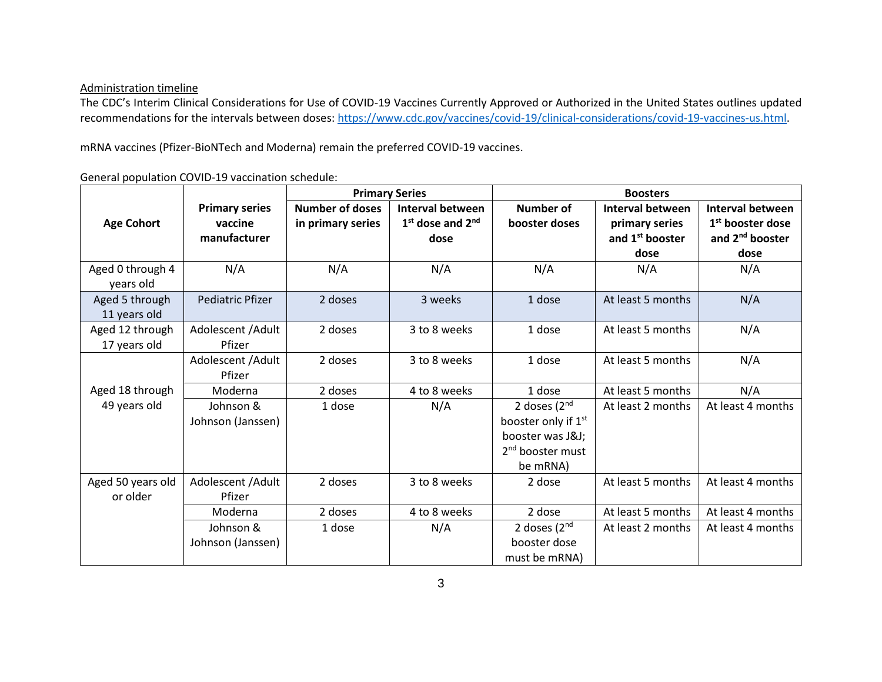Administration timeline

The CDC's Interim Clinical Considerations for Use of COVID-19 Vaccines Currently Approved or Authorized in the United States outlines updated recommendations for the intervals between doses: https://www.cdc.gov/vaccines/covid-19/clinical-considerations/covid-19-vaccines-us.html.

mRNA vaccines (Pfizer-BioNTech and Moderna) remain the preferred COVID-19 vaccines.

General population COVID-19 vaccination schedule:

| Age Cohort | Primary series vaccine manufacturer | Primary Series | | Boosters | | |
|---|---|---|---|---|---|---|
| | | **Number of doses in primary series** | **Interval between 1st dose and 2nd dose** | **Number of booster doses** | **Interval between primary series and 1st booster dose** | **Interval between 1st booster dose and 2nd booster dose** |
| Aged 0 through 4 years old | N/A | N/A | N/A | N/A | N/A | N/A |
| Aged 5 through 11 years old | Pediatric Pfizer | 2 doses | 3 weeks | 1 dose | At least 5 months | N/A |
| Aged 12 through 17 years old | Adolescent /Adult Pfizer | 2 doses | 3 to 8 weeks | 1 dose | At least 5 months | N/A |
| Aged 18 through 49 years old | Adolescent /Adult Pfizer | 2 doses | 3 to 8 weeks | 1 dose | At least 5 months | N/A |
| | Moderna | 2 doses | 4 to 8 weeks | 1 dose | At least 5 months | N/A |
| | Johnson & Johnson (Janssen) | 1 dose | N/A | 2 doses (2nd booster only if 1st booster was J&J; 2nd booster must be mRNA) | At least 2 months | At least 4 months |
| Aged 50 years old or older | Adolescent /Adult Pfizer | 2 doses | 3 to 8 weeks | 2 dose | At least 5 months | At least 4 months |
| | Moderna | 2 doses | 4 to 8 weeks | 2 dose | At least 5 months | At least 4 months |
| | Johnson & Johnson (Janssen) | 1 dose | N/A | 2 doses (2nd booster dose must be mRNA) | At least 2 months | At least 4 months |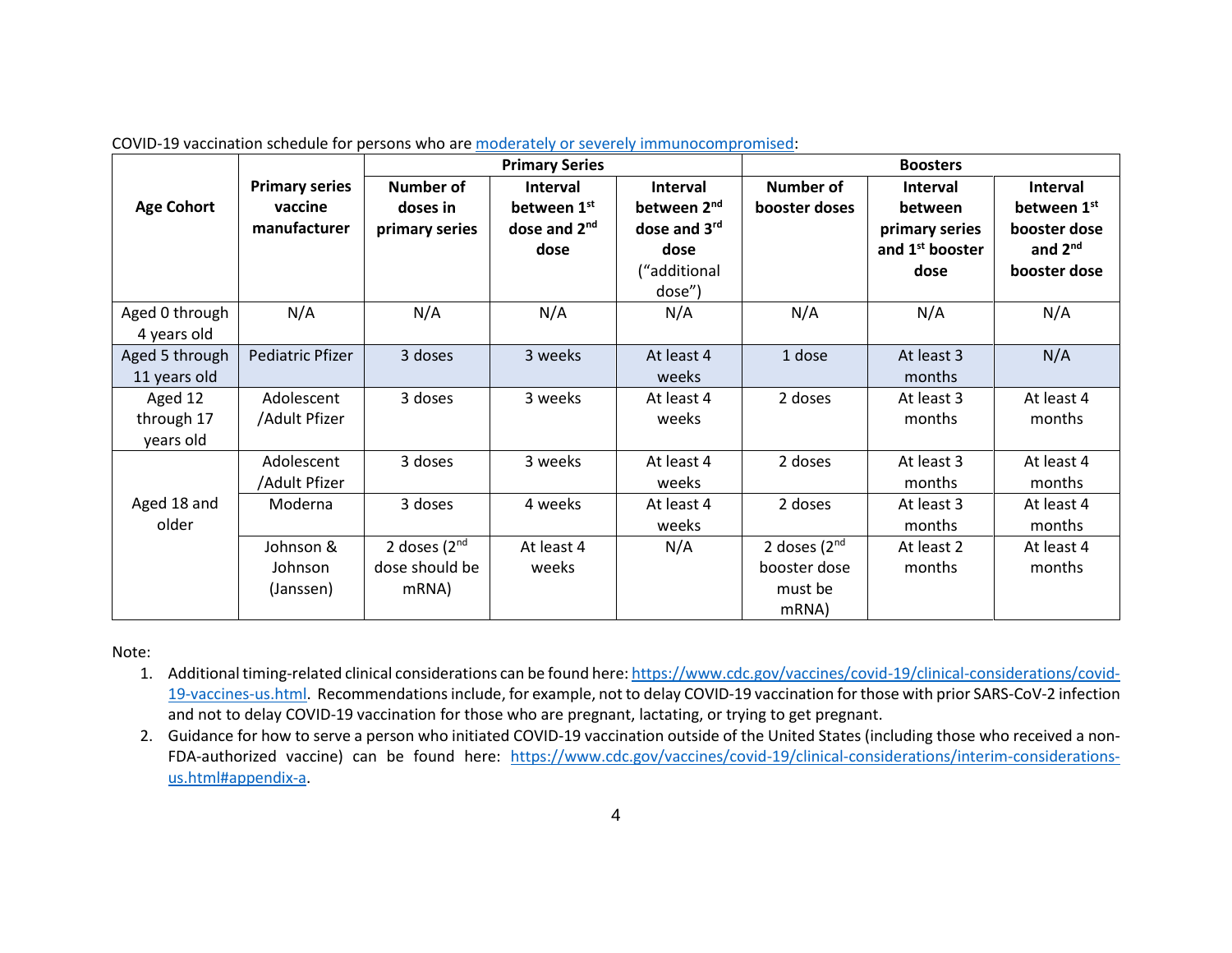COVID-19 vaccination schedule for persons who are moderately or severely immunocompromised:

| Age Cohort | Primary series vaccine manufacturer | Primary Series | | | Boosters | | |
|---|---|---|---|---|---|---|---|
| | | Number of doses in primary series | Interval between 1st dose and 2nd dose | Interval between 2nd dose and 3rd dose ("additional dose") | Number of booster doses | Interval between primary series and 1st booster dose | Interval between 1st booster dose and 2nd booster dose |
| Aged 0 through 4 years old | N/A | N/A | N/A | N/A | N/A | N/A | N/A |
| Aged 5 through 11 years old | Pediatric Pfizer | 3 doses | 3 weeks | At least 4 weeks | 1 dose | At least 3 months | N/A |
| Aged 12 through 17 years old | Adolescent /Adult Pfizer | 3 doses | 3 weeks | At least 4 weeks | 2 doses | At least 3 months | At least 4 months |
| Aged 18 and older | Adolescent /Adult Pfizer | 3 doses | 3 weeks | At least 4 weeks | 2 doses | At least 3 months | At least 4 months |
| | Moderna | 3 doses | 4 weeks | At least 4 weeks | 2 doses | At least 3 months | At least 4 months |
| | Johnson & Johnson (Janssen) | 2 doses (2nd dose should be mRNA) | At least 4 weeks | N/A | 2 doses (2nd booster dose must be mRNA) | At least 2 months | At least 4 months |

Note:

1. Additional timing-related clinical considerations can be found here: https://www.cdc.gov/vaccines/covid-19/clinical-considerations/covid-19-vaccines-us.html. Recommendations include, for example, not to delay COVID-19 vaccination for those with prior SARS-CoV-2 infection and not to delay COVID-19 vaccination for those who are pregnant, lactating, or trying to get pregnant.
2. Guidance for how to serve a person who initiated COVID-19 vaccination outside of the United States (including those who received a non-FDA-authorized vaccine) can be found here: https://www.cdc.gov/vaccines/covid-19/clinical-considerations/interim-considerations-us.html#appendix-a.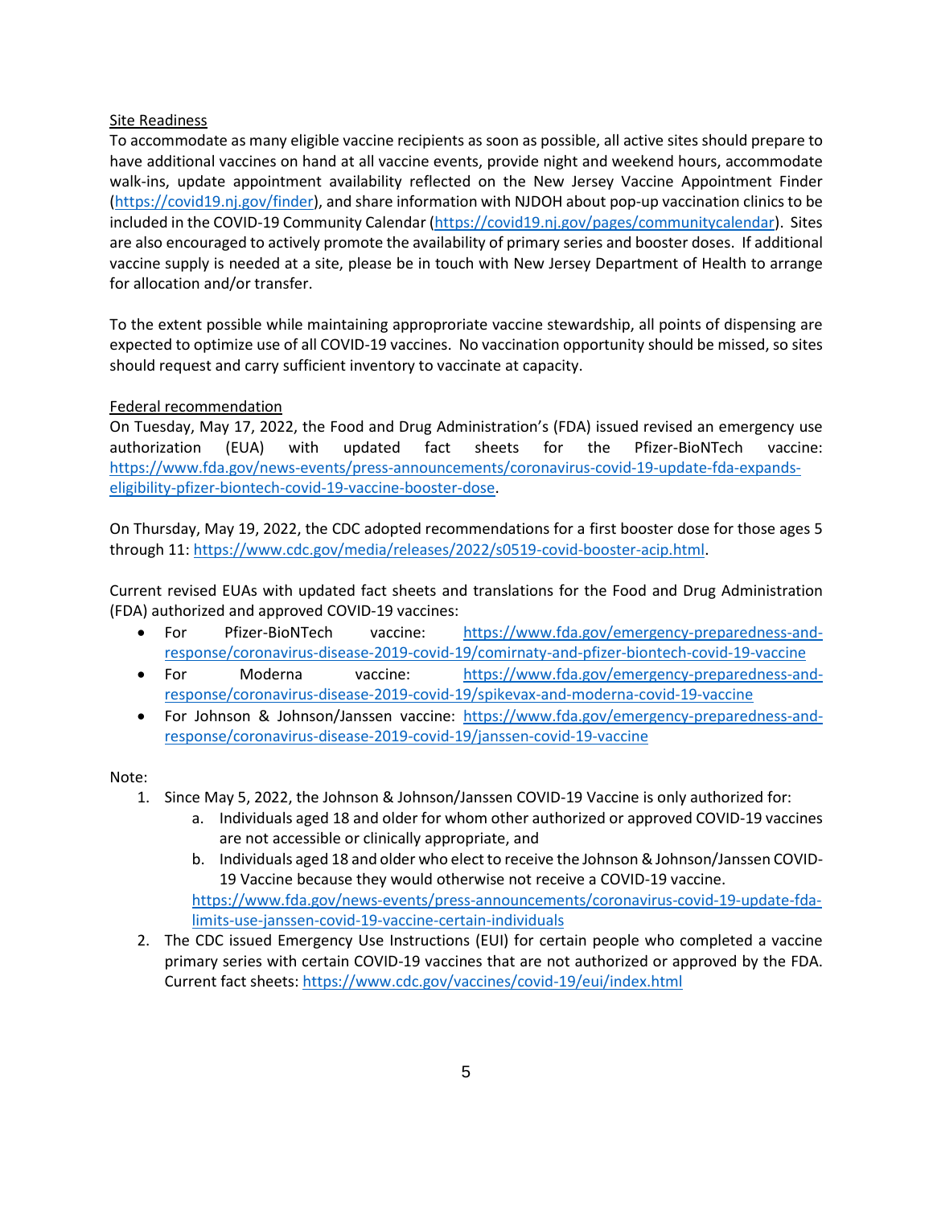Site Readiness

To accommodate as many eligible vaccine recipients as soon as possible, all active sites should prepare to have additional vaccines on hand at all vaccine events, provide night and weekend hours, accommodate walk-ins, update appointment availability reflected on the New Jersey Vaccine Appointment Finder (https://covid19.nj.gov/finder), and share information with NJDOH about pop-up vaccination clinics to be included in the COVID-19 Community Calendar (https://covid19.nj.gov/pages/communitycalendar). Sites are also encouraged to actively promote the availability of primary series and booster doses. If additional vaccine supply is needed at a site, please be in touch with New Jersey Department of Health to arrange for allocation and/or transfer.

To the extent possible while maintaining approproriate vaccine stewardship, all points of dispensing are expected to optimize use of all COVID-19 vaccines. No vaccination opportunity should be missed, so sites should request and carry sufficient inventory to vaccinate at capacity.

Federal recommendation

On Tuesday, May 17, 2022, the Food and Drug Administration's (FDA) issued revised an emergency use authorization (EUA) with updated fact sheets for the Pfizer-BioNTech vaccine: https://www.fda.gov/news-events/press-announcements/coronavirus-covid-19-update-fda-expands-eligibility-pfizer-biontech-covid-19-vaccine-booster-dose.

On Thursday, May 19, 2022, the CDC adopted recommendations for a first booster dose for those ages 5 through 11: https://www.cdc.gov/media/releases/2022/s0519-covid-booster-acip.html.

Current revised EUAs with updated fact sheets and translations for the Food and Drug Administration (FDA) authorized and approved COVID-19 vaccines:

- For Pfizer-BioNTech vaccine: https://www.fda.gov/emergency-preparedness-and-response/coronavirus-disease-2019-covid-19/comirnaty-and-pfizer-biontech-covid-19-vaccine
- For Moderna vaccine: https://www.fda.gov/emergency-preparedness-and-response/coronavirus-disease-2019-covid-19/spikevax-and-moderna-covid-19-vaccine
- For Johnson & Johnson/Janssen vaccine: https://www.fda.gov/emergency-preparedness-and-response/coronavirus-disease-2019-covid-19/janssen-covid-19-vaccine

Note:

1. Since May 5, 2022, the Johnson & Johnson/Janssen COVID-19 Vaccine is only authorized for:
   a. Individuals aged 18 and older for whom other authorized or approved COVID-19 vaccines are not accessible or clinically appropriate, and
   b. Individuals aged 18 and older who elect to receive the Johnson & Johnson/Janssen COVID-19 Vaccine because they would otherwise not receive a COVID-19 vaccine.

   https://www.fda.gov/news-events/press-announcements/coronavirus-covid-19-update-fda-limits-use-janssen-covid-19-vaccine-certain-individuals
2. The CDC issued Emergency Use Instructions (EUI) for certain people who completed a vaccine primary series with certain COVID-19 vaccines that are not authorized or approved by the FDA. Current fact sheets: https://www.cdc.gov/vaccines/covid-19/eui/index.html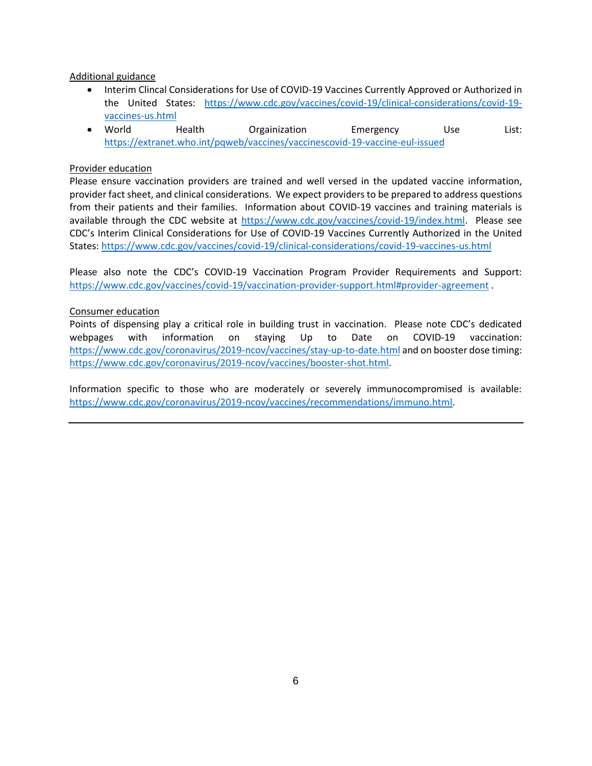Additional guidance

- Interim Clincal Considerations for Use of COVID-19 Vaccines Currently Approved or Authorized in the United States: https://www.cdc.gov/vaccines/covid-19/clinical-considerations/covid-19-vaccines-us.html
- World Health Orgainization Emergency Use List: https://extranet.who.int/pqweb/vaccines/vaccinescovid-19-vaccine-eul-issued

Provider education

Please ensure vaccination providers are trained and well versed in the updated vaccine information, provider fact sheet, and clinical considerations. We expect providers to be prepared to address questions from their patients and their families. Information about COVID-19 vaccines and training materials is available through the CDC website at https://www.cdc.gov/vaccines/covid-19/index.html. Please see CDC's Interim Clinical Considerations for Use of COVID-19 Vaccines Currently Authorized in the United States: https://www.cdc.gov/vaccines/covid-19/clinical-considerations/covid-19-vaccines-us.html

Please also note the CDC's COVID-19 Vaccination Program Provider Requirements and Support: https://www.cdc.gov/vaccines/covid-19/vaccination-provider-support.html#provider-agreement .

Consumer education

Points of dispensing play a critical role in building trust in vaccination. Please note CDC's dedicated webpages with information on staying Up to Date on COVID-19 vaccination: https://www.cdc.gov/coronavirus/2019-ncov/vaccines/stay-up-to-date.html and on booster dose timing: https://www.cdc.gov/coronavirus/2019-ncov/vaccines/booster-shot.html.

Information specific to those who are moderately or severely immunocompromised is available: https://www.cdc.gov/coronavirus/2019-ncov/vaccines/recommendations/immuno.html.

---